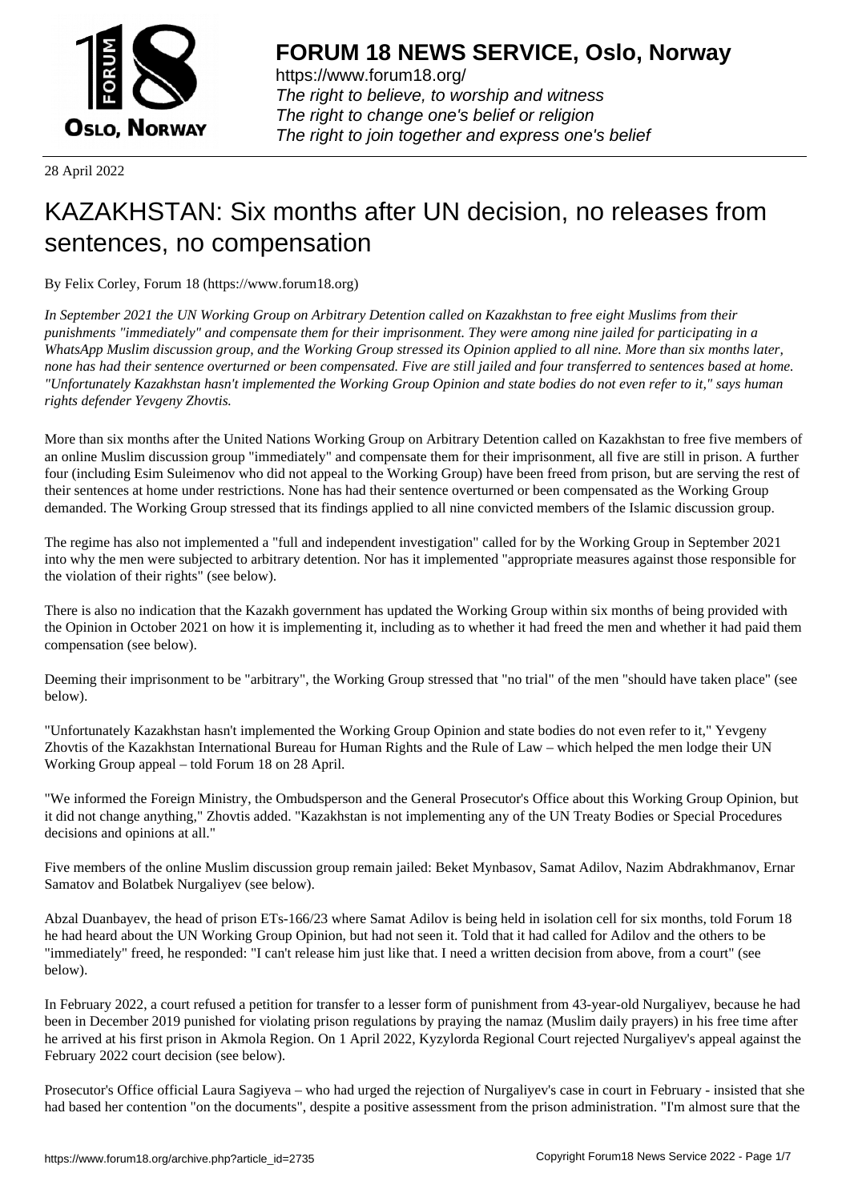28 April 2022

# KAZAKHSTAN: Six months after UN decision, no releases from sentences, no compensation

By Felix Corley, Forum 18 (https://www.forum18.org)

*In September 2021 the UN Working Group on Arbitrary Detention called on Kazakhstan to free eight Muslims from their punishments "immediately" and compensate them for their imprisonment. They were among nine jailed for participating in a WhatsApp Muslim discussion group, and the Working Group stressed its Opinion applied to all nine. More than six months later, none has had their sentence overturned or been compensated. Five are still jailed and four transferred to sentences based at home. "Unfortunately Kazakhstan hasn't implemented the Working Group Opinion and state bodies do not even refer to it," says human rights defender Yevgeny Zhovtis.*

More than six months after the United Nations Working Group on Arbitrary Detention called on Kazakhstan to free five members of an online Muslim discussion group "immediately" and compensate them for their imprisonment, all five are still in prison. A further four (including Esim Suleimenov who did not appeal to the Working Group) have been freed from prison, but are serving the rest of their sentences at home under restrictions. None has had their sentence overturned or been compensated as the Working Group demanded. The Working Group stressed that its findings applied to all nine convicted members of the Islamic discussion group.

The regime has also not implemented a "full and independent investigation" called for by the Working Group in September 2021 into why the men were subjected to arbitrary detention. Nor has it implemented "appropriate measures against those responsible for the violation of their rights" (see below).

There is also no indication that the Kazakh government has updated the Working Group within six months of being provided with the Opinion in October 2021 on how it is implementing it, including as to whether it had freed the men and whether it had paid them compensation (see below).

Deeming their imprisonment to be "arbitrary", the Working Group stressed that "no trial" of the men "should have taken place" (see below).

"Unfortunately Kazakhstan hasn't implemented the Working Group Opinion and state bodies do not even refer to it," Yevgeny Zhovtis of the Kazakhstan International Bureau for Human Rights and the Rule of Law – which helped the men lodge their UN Working Group appeal – told Forum 18 on 28 April.

"We informed the Foreign Ministry, the Ombudsperson and the General Prosecutor's Office about this Working Group Opinion, but it did not change anything," Zhovtis added. "Kazakhstan is not implementing any of the UN Treaty Bodies or Special Procedures decisions and opinions at all."

Five members of the online Muslim discussion group remain jailed: Beket Mynbasov, Samat Adilov, Nazim Abdrakhmanov, Ernar Samatov and Bolatbek Nurgaliyev (see below).

Abzal Duanbayev, the head of prison ETs-166/23 where Samat Adilov is being held in isolation cell for six months, told Forum 18 he had heard about the UN Working Group Opinion, but had not seen it. Told that it had called for Adilov and the others to be "immediately" freed, he responded: "I can't release him just like that. I need a written decision from above, from a court" (see below).

In February 2022, a court refused a petition for transfer to a lesser form of punishment from 43-year-old Nurgaliyev, because he had been in December 2019 punished for violating prison regulations by praying the namaz (Muslim daily prayers) in his free time after he arrived at his first prison in Akmola Region. On 1 April 2022, Kyzylorda Regional Court rejected Nurgaliyev's appeal against the February 2022 court decision (see below).

Prosecutor's Office official Laura Sagiyeva – who had urged the rejection of Nurgaliyev's case in court in February - insisted that she had based her contention "on the documents", despite a positive assessment from the prison administration. "I'm almost sure that the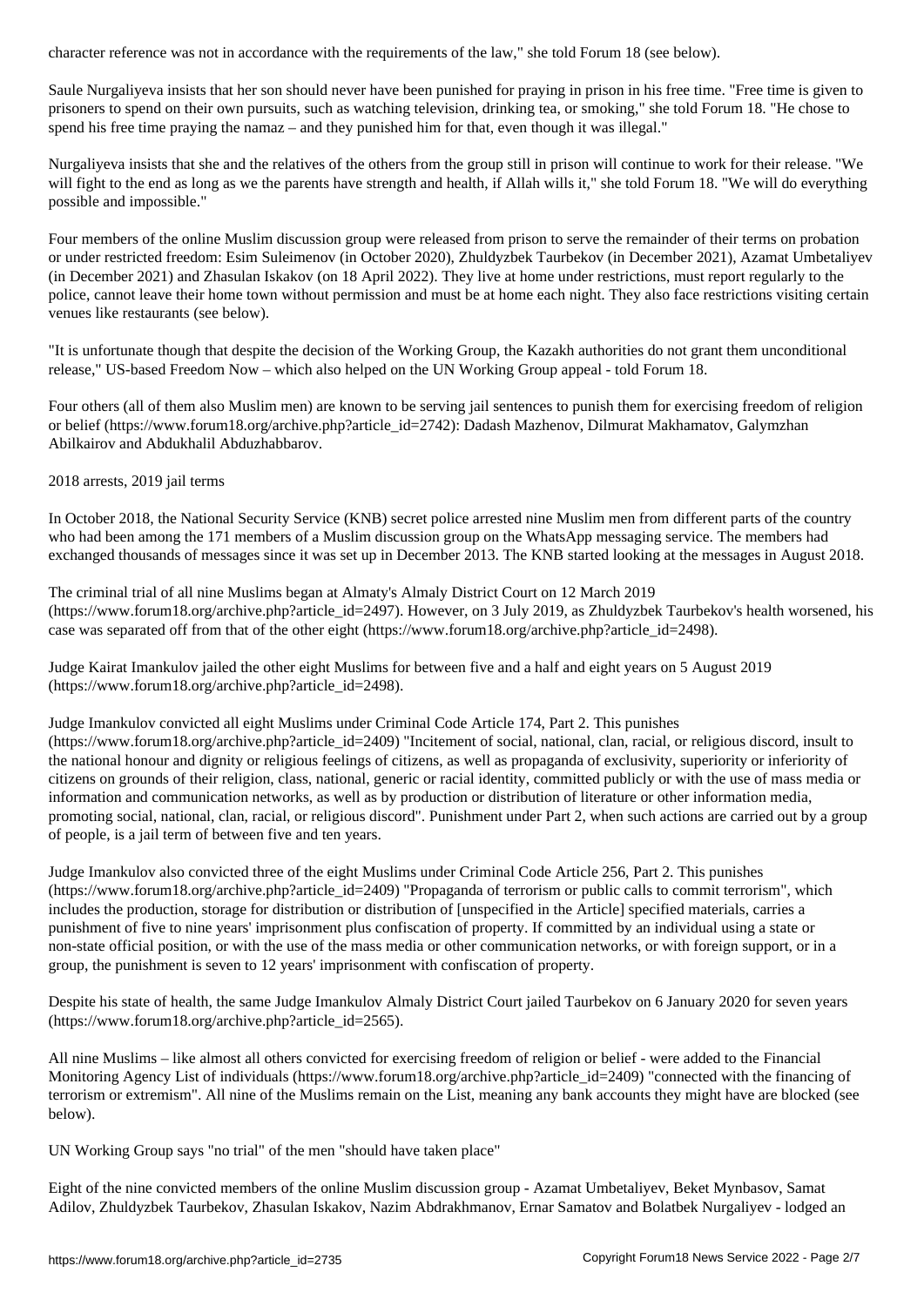character reference was not in accordance with the requirements of the law," she told Forum 18 (see below).

Saule Nurgaliyeva insists that her son should never have been punished for praying in prison in his free time. "Free time is given to prisoners to spend on their own pursuits, such as watching television, drinking tea, or smoking," she told Forum 18. "He chose to spend his free time praying the namaz – and they punished him for that, even though it was illegal."

Nurgaliyeva insists that she and the relatives of the others from the group still in prison will continue to work for their release. "We will fight to the end as long as we the parents have strength and health, if Allah wills it," she told Forum 18. "We will do everything possible and impossible."

Four members of the online Muslim discussion group were released from prison to serve the remainder of their terms on probation or under restricted freedom: Esim Suleimenov (in October 2020), Zhuldyzbek Taurbekov (in December 2021), Azamat Umbetaliyev (in December 2021) and Zhasulan Iskakov (on 18 April 2022). They live at home under restrictions, must report regularly to the police, cannot leave their home town without permission and must be at home each night. They also face restrictions visiting certain venues like restaurants (see below).

"It is unfortunate though that despite the decision of the Working Group, the Kazakh authorities do not grant them unconditional release," US-based Freedom Now – which also helped on the UN Working Group appeal - told Forum 18.

Four others (all of them also Muslim men) are known to be serving jail sentences to punish them for exercising freedom of religion or belief (https://www.forum18.org/archive.php?article_id=2742): Dadash Mazhenov, Dilmurat Makhamatov, Galymzhan Abilkairov and Abdukhalil Abduzhabbarov.

2018 arrests, 2019 jail terms

In October 2018, the National Security Service (KNB) secret police arrested nine Muslim men from different parts of the country who had been among the 171 members of a Muslim discussion group on the WhatsApp messaging service. The members had exchanged thousands of messages since it was set up in December 2013. The KNB started looking at the messages in August 2018.

The criminal trial of all nine Muslims began at Almaty's Almaly District Court on 12 March 2019 (https://www.forum18.org/archive.php?article_id=2497). However, on 3 July 2019, as Zhuldyzbek Taurbekov's health worsened, his case was separated off from that of the other eight (https://www.forum18.org/archive.php?article_id=2498).

Judge Kairat Imankulov jailed the other eight Muslims for between five and a half and eight years on 5 August 2019 (https://www.forum18.org/archive.php?article_id=2498).

Judge Imankulov convicted all eight Muslims under Criminal Code Article 174, Part 2. This punishes (https://www.forum18.org/archive.php?article_id=2409) "Incitement of social, national, clan, racial, or religious discord, insult to the national honour and dignity or religious feelings of citizens, as well as propaganda of exclusivity, superiority or inferiority of citizens on grounds of their religion, class, national, generic or racial identity, committed publicly or with the use of mass media or information and communication networks, as well as by production or distribution of literature or other information media, promoting social, national, clan, racial, or religious discord". Punishment under Part 2, when such actions are carried out by a group of people, is a jail term of between five and ten years.

Judge Imankulov also convicted three of the eight Muslims under Criminal Code Article 256, Part 2. This punishes (https://www.forum18.org/archive.php?article_id=2409) "Propaganda of terrorism or public calls to commit terrorism", which includes the production, storage for distribution or distribution of [unspecified in the Article] specified materials, carries a punishment of five to nine years' imprisonment plus confiscation of property. If committed by an individual using a state or non-state official position, or with the use of the mass media or other communication networks, or with foreign support, or in a group, the punishment is seven to 12 years' imprisonment with confiscation of property.

Despite his state of health, the same Judge Imankulov Almaly District Court jailed Taurbekov on 6 January 2020 for seven years (https://www.forum18.org/archive.php?article_id=2565).

All nine Muslims – like almost all others convicted for exercising freedom of religion or belief - were added to the Financial Monitoring Agency List of individuals (https://www.forum18.org/archive.php?article_id=2409) "connected with the financing of terrorism or extremism". All nine of the Muslims remain on the List, meaning any bank accounts they might have are blocked (see below).

UN Working Group says "no trial" of the men "should have taken place"

Eight of the nine convicted members of the online Muslim discussion group - Azamat Umbetaliyev, Beket Mynbasov, Samat Adilov, Zhuldyzbek Taurbekov, Zhasulan Iskakov, Nazim Abdrakhmanov, Ernar Samatov and Bolatbek Nurgaliyev - lodged an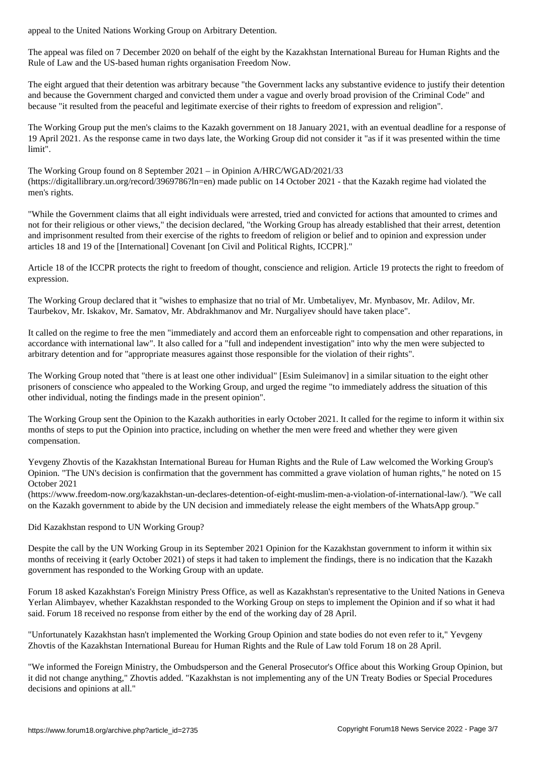appeal to the United Nations Working Group on Arbitrary Detention.

The appeal was filed on 7 December 2020 on behalf of the eight by the Kazakhstan International Bureau for Human Rights and the Rule of Law and the US-based human rights organisation Freedom Now.

The eight argued that their detention was arbitrary because "the Government lacks any substantive evidence to justify their detention and because the Government charged and convicted them under a vague and overly broad provision of the Criminal Code" and because "it resulted from the peaceful and legitimate exercise of their rights to freedom of expression and religion".

The Working Group put the men's claims to the Kazakh government on 18 January 2021, with an eventual deadline for a response of 19 April 2021. As the response came in two days late, the Working Group did not consider it "as if it was presented within the time limit".

The Working Group found on 8 September 2021 – in Opinion A/HRC/WGAD/2021/33 (https://digitallibrary.un.org/record/3969786?ln=en) made public on 14 October 2021 - that the Kazakh regime had violated the men's rights.

"While the Government claims that all eight individuals were arrested, tried and convicted for actions that amounted to crimes and not for their religious or other views," the decision declared, "the Working Group has already established that their arrest, detention and imprisonment resulted from their exercise of the rights to freedom of religion or belief and to opinion and expression under articles 18 and 19 of the [International] Covenant [on Civil and Political Rights, ICCPR]."

Article 18 of the ICCPR protects the right to freedom of thought, conscience and religion. Article 19 protects the right to freedom of expression.

The Working Group declared that it "wishes to emphasize that no trial of Mr. Umbetaliyev, Mr. Mynbasov, Mr. Adilov, Mr. Taurbekov, Mr. Iskakov, Mr. Samatov, Mr. Abdrakhmanov and Mr. Nurgaliyev should have taken place".

It called on the regime to free the men "immediately and accord them an enforceable right to compensation and other reparations, in accordance with international law". It also called for a "full and independent investigation" into why the men were subjected to arbitrary detention and for "appropriate measures against those responsible for the violation of their rights".

The Working Group noted that "there is at least one other individual" [Esim Suleimanov] in a similar situation to the eight other prisoners of conscience who appealed to the Working Group, and urged the regime "to immediately address the situation of this other individual, noting the findings made in the present opinion".

The Working Group sent the Opinion to the Kazakh authorities in early October 2021. It called for the regime to inform it within six months of steps to put the Opinion into practice, including on whether the men were freed and whether they were given compensation.

Yevgeny Zhovtis of the Kazakhstan International Bureau for Human Rights and the Rule of Law welcomed the Working Group's Opinion. "The UN's decision is confirmation that the government has committed a grave violation of human rights," he noted on 15 October 2021 (https://www.freedom-now.org/kazakhstan-un-declares-detention-of-eight-muslim-men-a-violation-of-international-law/). "We call on the Kazakh government to abide by the UN decision and immediately release the eight members of the WhatsApp group."

## Did Kazakhstan respond to UN Working Group?

Despite the call by the UN Working Group in its September 2021 Opinion for the Kazakhstan government to inform it within six months of receiving it (early October 2021) of steps it had taken to implement the findings, there is no indication that the Kazakh government has responded to the Working Group with an update.

Forum 18 asked Kazakhstan's Foreign Ministry Press Office, as well as Kazakhstan's representative to the United Nations in Geneva Yerlan Alimbayev, whether Kazakhstan responded to the Working Group on steps to implement the Opinion and if so what it had said. Forum 18 received no response from either by the end of the working day of 28 April.

"Unfortunately Kazakhstan hasn't implemented the Working Group Opinion and state bodies do not even refer to it," Yevgeny Zhovtis of the Kazakhstan International Bureau for Human Rights and the Rule of Law told Forum 18 on 28 April.

"We informed the Foreign Ministry, the Ombudsperson and the General Prosecutor's Office about this Working Group Opinion, but it did not change anything," Zhovtis added. "Kazakhstan is not implementing any of the UN Treaty Bodies or Special Procedures decisions and opinions at all."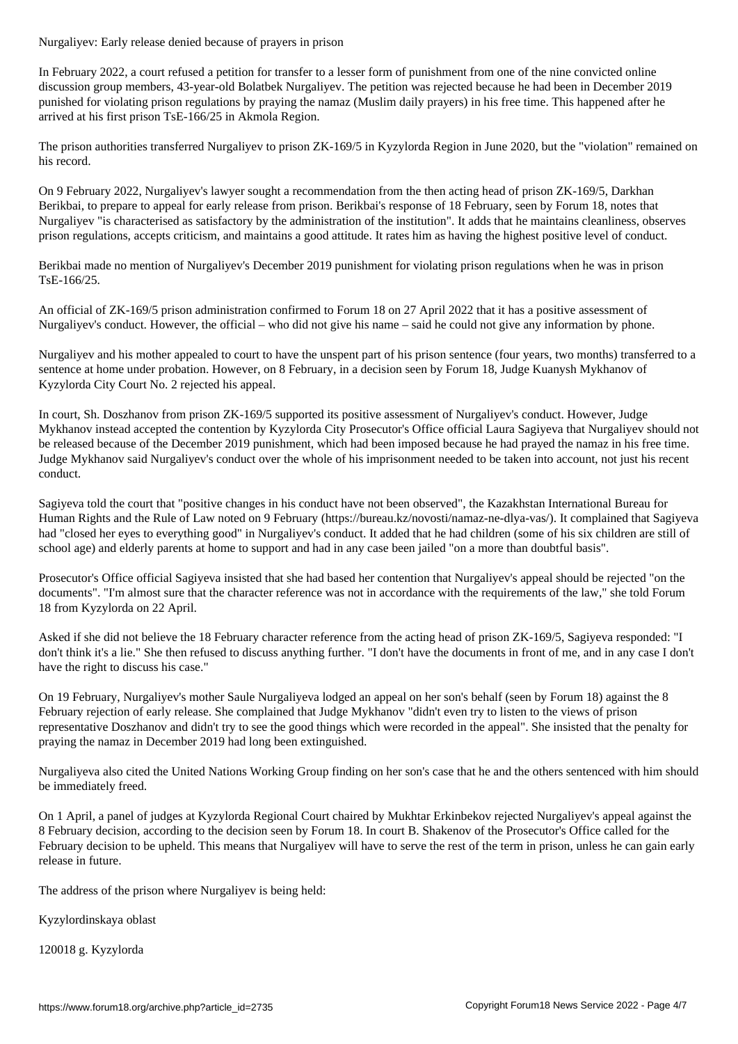Nurgaliyev: Early release denied because of prayers in prison

In February 2022, a court refused a petition for transfer to a lesser form of punishment from one of the nine convicted online discussion group members, 43-year-old Bolatbek Nurgaliyev. The petition was rejected because he had been in December 2019 punished for violating prison regulations by praying the namaz (Muslim daily prayers) in his free time. This happened after he arrived at his first prison TsE-166/25 in Akmola Region.

The prison authorities transferred Nurgaliyev to prison ZK-169/5 in Kyzylorda Region in June 2020, but the "violation" remained on his record.

On 9 February 2022, Nurgaliyev's lawyer sought a recommendation from the then acting head of prison ZK-169/5, Darkhan Berikbai, to prepare to appeal for early release from prison. Berikbai's response of 18 February, seen by Forum 18, notes that Nurgaliyev "is characterised as satisfactory by the administration of the institution". It adds that he maintains cleanliness, observes prison regulations, accepts criticism, and maintains a good attitude. It rates him as having the highest positive level of conduct.

Berikbai made no mention of Nurgaliyev's December 2019 punishment for violating prison regulations when he was in prison TsE-166/25.

An official of ZK-169/5 prison administration confirmed to Forum 18 on 27 April 2022 that it has a positive assessment of Nurgaliyev's conduct. However, the official – who did not give his name – said he could not give any information by phone.

Nurgaliyev and his mother appealed to court to have the unspent part of his prison sentence (four years, two months) transferred to a sentence at home under probation. However, on 8 February, in a decision seen by Forum 18, Judge Kuanysh Mykhanov of Kyzylorda City Court No. 2 rejected his appeal.

In court, Sh. Doszhanov from prison ZK-169/5 supported its positive assessment of Nurgaliyev's conduct. However, Judge Mykhanov instead accepted the contention by Kyzylorda City Prosecutor's Office official Laura Sagiyeva that Nurgaliyev should not be released because of the December 2019 punishment, which had been imposed because he had prayed the namaz in his free time. Judge Mykhanov said Nurgaliyev's conduct over the whole of his imprisonment needed to be taken into account, not just his recent conduct.

Sagiyeva told the court that "positive changes in his conduct have not been observed", the Kazakhstan International Bureau for Human Rights and the Rule of Law noted on 9 February (https://bureau.kz/novosti/namaz-ne-dlya-vas/). It complained that Sagiyeva had "closed her eyes to everything good" in Nurgaliyev's conduct. It added that he had children (some of his six children are still of school age) and elderly parents at home to support and had in any case been jailed "on a more than doubtful basis".

Prosecutor's Office official Sagiyeva insisted that she had based her contention that Nurgaliyev's appeal should be rejected "on the documents". "I'm almost sure that the character reference was not in accordance with the requirements of the law," she told Forum 18 from Kyzylorda on 22 April.

Asked if she did not believe the 18 February character reference from the acting head of prison ZK-169/5, Sagiyeva responded: "I don't think it's a lie." She then refused to discuss anything further. "I don't have the documents in front of me, and in any case I don't have the right to discuss his case."

On 19 February, Nurgaliyev's mother Saule Nurgaliyeva lodged an appeal on her son's behalf (seen by Forum 18) against the 8 February rejection of early release. She complained that Judge Mykhanov "didn't even try to listen to the views of prison representative Doszhanov and didn't try to see the good things which were recorded in the appeal". She insisted that the penalty for praying the namaz in December 2019 had long been extinguished.

Nurgaliyeva also cited the United Nations Working Group finding on her son's case that he and the others sentenced with him should be immediately freed.

On 1 April, a panel of judges at Kyzylorda Regional Court chaired by Mukhtar Erkinbekov rejected Nurgaliyev's appeal against the 8 February decision, according to the decision seen by Forum 18. In court B. Shakenov of the Prosecutor's Office called for the February decision to be upheld. This means that Nurgaliyev will have to serve the rest of the term in prison, unless he can gain early release in future.

The address of the prison where Nurgaliyev is being held:

Kyzylordinskaya oblast

120018 g. Kyzylorda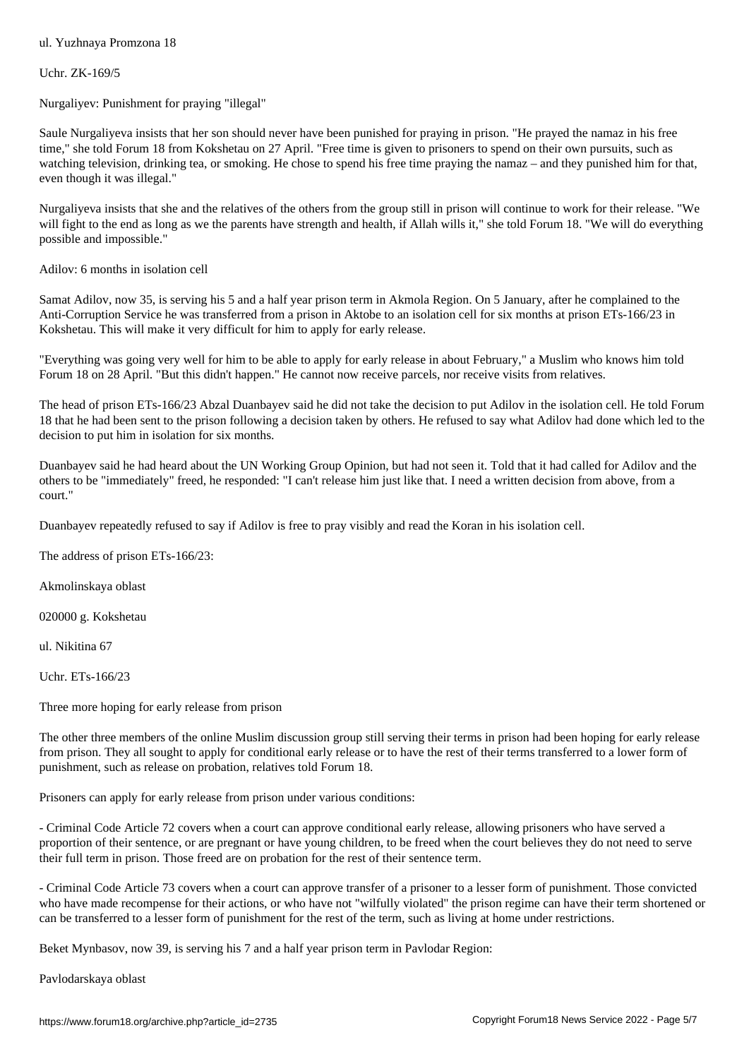ul. Yuzhnaya Promzona 18

Uchr. ZK-169/5

## Nurgaliyev: Punishment for praying "illegal"

Saule Nurgaliyeva insists that her son should never have been punished for praying in prison. "He prayed the namaz in his free time," she told Forum 18 from Kokshetau on 27 April. "Free time is given to prisoners to spend on their own pursuits, such as watching television, drinking tea, or smoking. He chose to spend his free time praying the namaz – and they punished him for that, even though it was illegal."

Nurgaliyeva insists that she and the relatives of the others from the group still in prison will continue to work for their release. "We will fight to the end as long as we the parents have strength and health, if Allah wills it," she told Forum 18. "We will do everything possible and impossible."

## Adilov: 6 months in isolation cell

Samat Adilov, now 35, is serving his 5 and a half year prison term in Akmola Region. On 5 January, after he complained to the Anti-Corruption Service he was transferred from a prison in Aktobe to an isolation cell for six months at prison ETs-166/23 in Kokshetau. This will make it very difficult for him to apply for early release.

"Everything was going very well for him to be able to apply for early release in about February," a Muslim who knows him told Forum 18 on 28 April. "But this didn't happen." He cannot now receive parcels, nor receive visits from relatives.

The head of prison ETs-166/23 Abzal Duanbayev said he did not take the decision to put Adilov in the isolation cell. He told Forum 18 that he had been sent to the prison following a decision taken by others. He refused to say what Adilov had done which led to the decision to put him in isolation for six months.

Duanbayev said he had heard about the UN Working Group Opinion, but had not seen it. Told that it had called for Adilov and the others to be "immediately" freed, he responded: "I can't release him just like that. I need a written decision from above, from a court."

Duanbayev repeatedly refused to say if Adilov is free to pray visibly and read the Koran in his isolation cell.

The address of prison ETs-166/23:

Akmolinskaya oblast

020000 g. Kokshetau

ul. Nikitina 67

Uchr. ETs-166/23

## Three more hoping for early release from prison

The other three members of the online Muslim discussion group still serving their terms in prison had been hoping for early release from prison. They all sought to apply for conditional early release or to have the rest of their terms transferred to a lower form of punishment, such as release on probation, relatives told Forum 18.

Prisoners can apply for early release from prison under various conditions:

- Criminal Code Article 72 covers when a court can approve conditional early release, allowing prisoners who have served a proportion of their sentence, or are pregnant or have young children, to be freed when the court believes they do not need to serve their full term in prison. Those freed are on probation for the rest of their sentence term.

- Criminal Code Article 73 covers when a court can approve transfer of a prisoner to a lesser form of punishment. Those convicted who have made recompense for their actions, or who have not "wilfully violated" the prison regime can have their term shortened or can be transferred to a lesser form of punishment for the rest of the term, such as living at home under restrictions.

Beket Mynbasov, now 39, is serving his 7 and a half year prison term in Pavlodar Region:

Pavlodarskaya oblast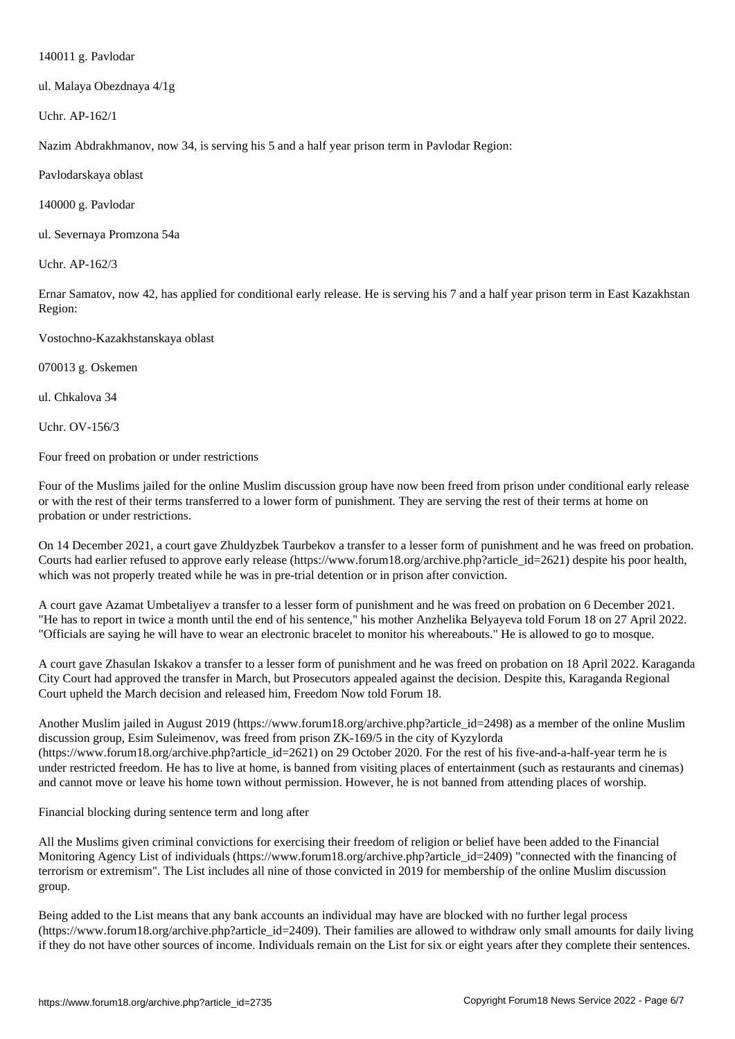140011 g. Pavlodar

ul. Malaya Obezdnaya 4/1g

Uchr. AP-162/1

Nazim Abdrakhmanov, now 34, is serving his 5 and a half year prison term in Pavlodar Region:

Pavlodarskaya oblast

140000 g. Pavlodar

ul. Severnaya Promzona 54a

Uchr. AP-162/3

Ernar Samatov, now 42, has applied for conditional early release. He is serving his 7 and a half year prison term in East Kazakhstan Region:

Vostochno-Kazakhstanskaya oblast

070013 g. Oskemen

ul. Chkalova 34

Uchr. OV-156/3

## Four freed on probation or under restrictions

Four of the Muslims jailed for the online Muslim discussion group have now been freed from prison under conditional early release or with the rest of their terms transferred to a lower form of punishment. They are serving the rest of their terms at home on probation or under restrictions.

On 14 December 2021, a court gave Zhuldyzbek Taurbekov a transfer to a lesser form of punishment and he was freed on probation. Courts had earlier refused to approve early release (https://www.forum18.org/archive.php?article_id=2621) despite his poor health, which was not properly treated while he was in pre-trial detention or in prison after conviction.

A court gave Azamat Umbetaliyev a transfer to a lesser form of punishment and he was freed on probation on 6 December 2021. "He has to report in twice a month until the end of his sentence," his mother Anzhelika Belyayeva told Forum 18 on 27 April 2022. "Officials are saying he will have to wear an electronic bracelet to monitor his whereabouts." He is allowed to go to mosque.

A court gave Zhasulan Iskakov a transfer to a lesser form of punishment and he was freed on probation on 18 April 2022. Karaganda City Court had approved the transfer in March, but Prosecutors appealed against the decision. Despite this, Karaganda Regional Court upheld the March decision and released him, Freedom Now told Forum 18.

Another Muslim jailed in August 2019 (https://www.forum18.org/archive.php?article_id=2498) as a member of the online Muslim discussion group, Esim Suleimenov, was freed from prison ZK-169/5 in the city of Kyzylorda (https://www.forum18.org/archive.php?article_id=2621) on 29 October 2020. For the rest of his five-and-a-half-year term he is under restricted freedom. He has to live at home, is banned from visiting places of entertainment (such as restaurants and cinemas) and cannot move or leave his home town without permission. However, he is not banned from attending places of worship.

## Financial blocking during sentence term and long after

All the Muslims given criminal convictions for exercising their freedom of religion or belief have been added to the Financial Monitoring Agency List of individuals (https://www.forum18.org/archive.php?article_id=2409) "connected with the financing of terrorism or extremism". The List includes all nine of those convicted in 2019 for membership of the online Muslim discussion group.

Being added to the List means that any bank accounts an individual may have are blocked with no further legal process (https://www.forum18.org/archive.php?article_id=2409). Their families are allowed to withdraw only small amounts for daily living if they do not have other sources of income. Individuals remain on the List for six or eight years after they complete their sentences.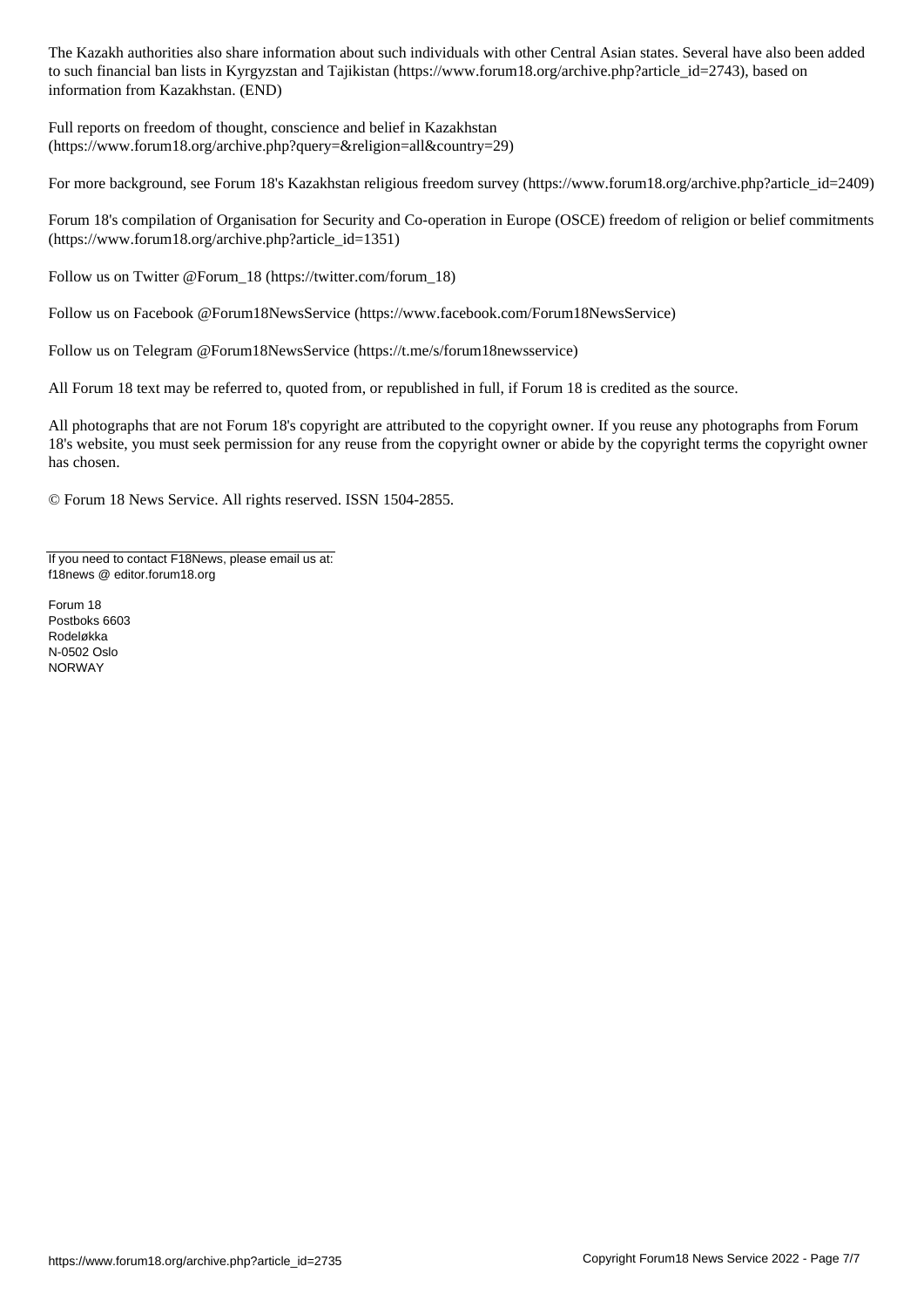The Kazakh authorities also share information about such individuals with other Central Asian states. Several have also been added to such financial ban lists in Kyrgyzstan and Tajikistan (https://www.forum18.org/archive.php?article_id=2743), based on information from Kazakhstan. (END)

Full reports on freedom of thought, conscience and belief in Kazakhstan (https://www.forum18.org/archive.php?query=&religion=all&country=29)

For more background, see Forum 18's Kazakhstan religious freedom survey (https://www.forum18.org/archive.php?article_id=2409)

Forum 18's compilation of Organisation for Security and Co-operation in Europe (OSCE) freedom of religion or belief commitments (https://www.forum18.org/archive.php?article_id=1351)

Follow us on Twitter @Forum_18 (https://twitter.com/forum_18)

Follow us on Facebook @Forum18NewsService (https://www.facebook.com/Forum18NewsService)

Follow us on Telegram @Forum18NewsService (https://t.me/s/forum18newsservice)

All Forum 18 text may be referred to, quoted from, or republished in full, if Forum 18 is credited as the source.

All photographs that are not Forum 18's copyright are attributed to the copyright owner. If you reuse any photographs from Forum 18's website, you must seek permission for any reuse from the copyright owner or abide by the copyright terms the copyright owner has chosen.

© Forum 18 News Service. All rights reserved. ISSN 1504-2855.

---

If you need to contact F18News, please email us at:
f18news @ editor.forum18.org

Forum 18
Postboks 6603
Rodeløkka
N-0502 Oslo
NORWAY